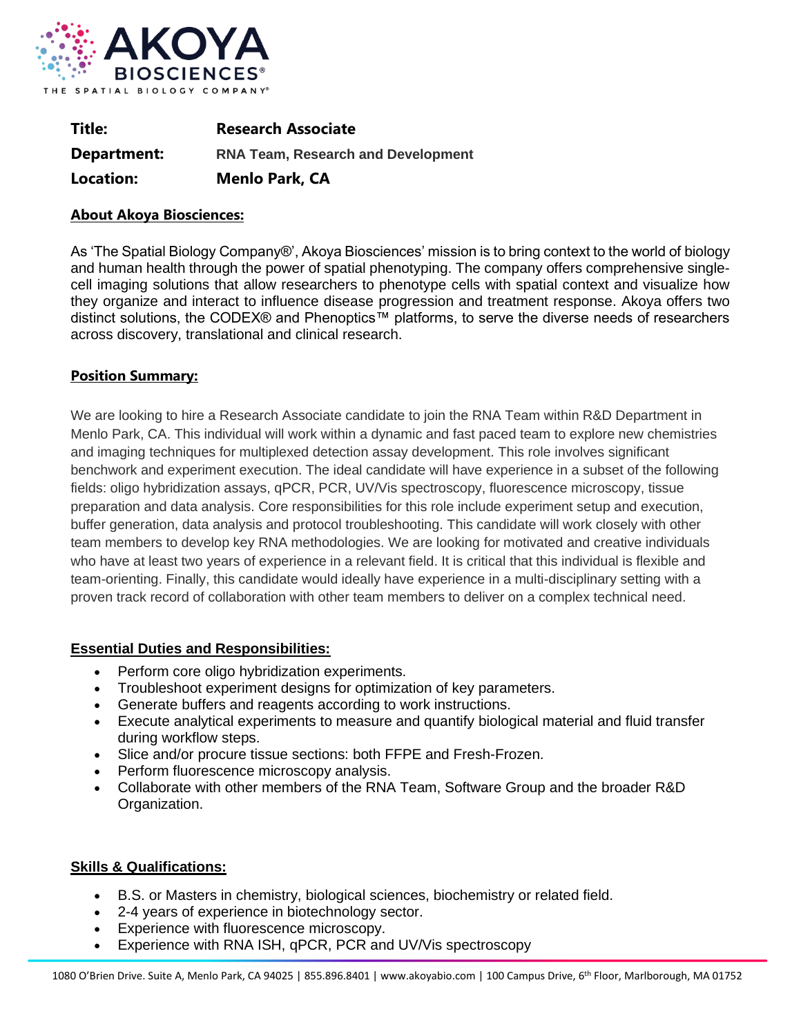**Title:** Research Associate

**Department:** RNA Team, Research and Development

**Location:** Menlo Park, CA

## About Akoya Biosciences:

As 'The Spatial Biology Company®', Akoya Biosciences' mission is to bring context to the world of biology and human health through the power of spatial phenotyping. The company offers comprehensive single-cell imaging solutions that allow researchers to phenotype cells with spatial context and visualize how they organize and interact to influence disease progression and treatment response. Akoya offers two distinct solutions, the CODEX® and Phenoptics™ platforms, to serve the diverse needs of researchers across discovery, translational and clinical research.

## Position Summary:

We are looking to hire a Research Associate candidate to join the RNA Team within R&D Department in Menlo Park, CA. This individual will work within a dynamic and fast paced team to explore new chemistries and imaging techniques for multiplexed detection assay development. This role involves significant benchwork and experiment execution. The ideal candidate will have experience in a subset of the following fields: oligo hybridization assays, qPCR, PCR, UV/Vis spectroscopy, fluorescence microscopy, tissue preparation and data analysis. Core responsibilities for this role include experiment setup and execution, buffer generation, data analysis and protocol troubleshooting. This candidate will work closely with other team members to develop key RNA methodologies. We are looking for motivated and creative individuals who have at least two years of experience in a relevant field. It is critical that this individual is flexible and team-orienting. Finally, this candidate would ideally have experience in a multi-disciplinary setting with a proven track record of collaboration with other team members to deliver on a complex technical need.

## Essential Duties and Responsibilities:

- Perform core oligo hybridization experiments.
- Troubleshoot experiment designs for optimization of key parameters.
- Generate buffers and reagents according to work instructions.
- Execute analytical experiments to measure and quantify biological material and fluid transfer during workflow steps.
- Slice and/or procure tissue sections: both FFPE and Fresh-Frozen.
- Perform fluorescence microscopy analysis.
- Collaborate with other members of the RNA Team, Software Group and the broader R&D Organization.

## Skills & Qualifications:

- B.S. or Masters in chemistry, biological sciences, biochemistry or related field.
- 2-4 years of experience in biotechnology sector.
- Experience with fluorescence microscopy.
- Experience with RNA ISH, qPCR, PCR and UV/Vis spectroscopy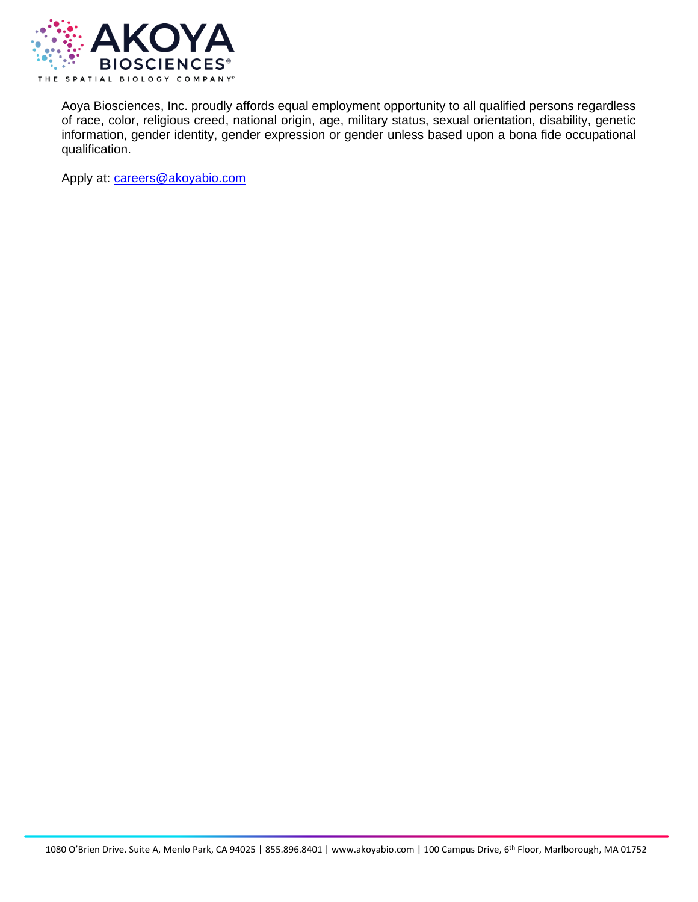Aoya Biosciences, Inc. proudly affords equal employment opportunity to all qualified persons regardless of race, color, religious creed, national origin, age, military status, sexual orientation, disability, genetic information, gender identity, gender expression or gender unless based upon a bona fide occupational qualification.

Apply at: careers@akoyabio.com